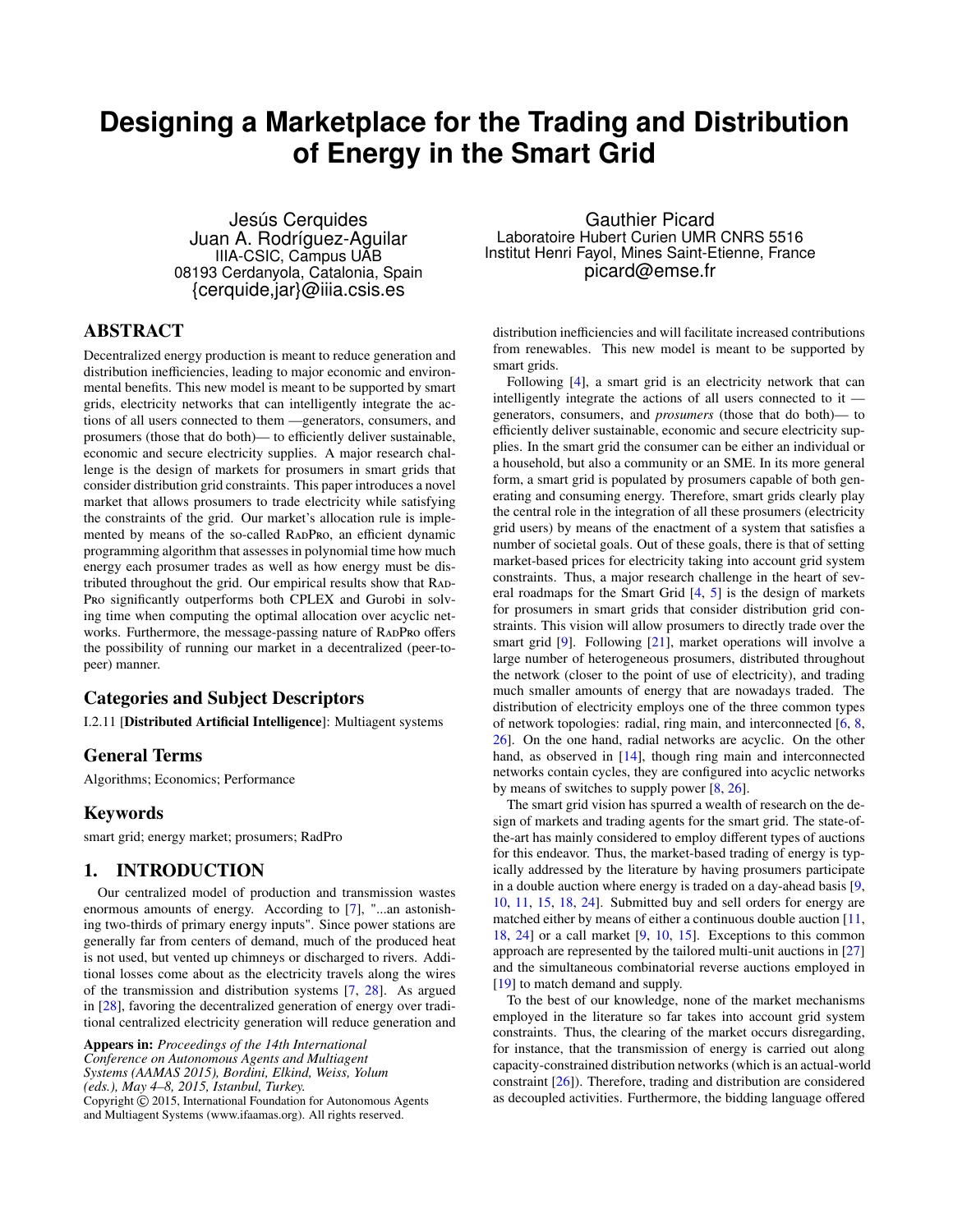# Designing a Marketplace for the Trading and Distribution of Energy in the Smart Grid

Jesús Cerquides
Juan A. Rodríguez-Aguilar
IIIA-CSIC, Campus UAB
08193 Cerdanyola, Catalonia, Spain
{cerquide,jar}@iiia.csis.es

Gauthier Picard
Laboratoire Hubert Curien UMR CNRS 5516
Institut Henri Fayol, Mines Saint-Etienne, France
picard@emse.fr

## ABSTRACT

Decentralized energy production is meant to reduce generation and distribution inefficiencies, leading to major economic and environmental benefits. This new model is meant to be supported by smart grids, electricity networks that can intelligently integrate the actions of all users connected to them —generators, consumers, and prosumers (those that do both)— to efficiently deliver sustainable, economic and secure electricity supplies. A major research challenge is the design of markets for prosumers in smart grids that consider distribution grid constraints. This paper introduces a novel market that allows prosumers to trade electricity while satisfying the constraints of the grid. Our market's allocation rule is implemented by means of the so-called RadPro, an efficient dynamic programming algorithm that assesses in polynomial time how much energy each prosumer trades as well as how energy must be distributed throughout the grid. Our empirical results show that RadPro significantly outperforms both CPLEX and Gurobi in solving time when computing the optimal allocation over acyclic networks. Furthermore, the message-passing nature of RadPro offers the possibility of running our market in a decentralized (peer-to-peer) manner.

## Categories and Subject Descriptors

I.2.11 [**Distributed Artificial Intelligence**]: Multiagent systems

## General Terms

Algorithms; Economics; Performance

## Keywords

smart grid; energy market; prosumers; RadPro

## 1. INTRODUCTION

Our centralized model of production and transmission wastes enormous amounts of energy. According to [7], "...an astonishing two-thirds of primary energy inputs". Since power stations are generally far from centers of demand, much of the produced heat is not used, but vented up chimneys or discharged to rivers. Additional losses come about as the electricity travels along the wires of the transmission and distribution systems [7, 28]. As argued in [28], favoring the decentralized generation of energy over traditional centralized electricity generation will reduce generation and distribution inefficiencies and will facilitate increased contributions from renewables. This new model is meant to be supported by smart grids.

Following [4], a smart grid is an electricity network that can intelligently integrate the actions of all users connected to it — generators, consumers, and *prosumers* (those that do both)— to efficiently deliver sustainable, economic and secure electricity supplies. In the smart grid the consumer can be either an individual or a household, but also a community or an SME. In its more general form, a smart grid is populated by prosumers capable of both generating and consuming energy. Therefore, smart grids clearly play the central role in the integration of all these prosumers (electricity grid users) by means of the enactment of a system that satisfies a number of societal goals. Out of these goals, there is that of setting market-based prices for electricity taking into account grid system constraints. Thus, a major research challenge in the heart of several roadmaps for the Smart Grid [4, 5] is the design of markets for prosumers in smart grids that consider distribution grid constraints. This vision will allow prosumers to directly trade over the smart grid [9]. Following [21], market operations will involve a large number of heterogeneous prosumers, distributed throughout the network (closer to the point of use of electricity), and trading much smaller amounts of energy that are nowadays traded. The distribution of electricity employs one of the three common types of network topologies: radial, ring main, and interconnected [6, 8, 26]. On the one hand, radial networks are acyclic. On the other hand, as observed in [14], though ring main and interconnected networks contain cycles, they are configured into acyclic networks by means of switches to supply power [8, 26].

The smart grid vision has spurred a wealth of research on the design of markets and trading agents for the smart grid. The state-of-the-art has mainly considered to employ different types of auctions for this endeavor. Thus, the market-based trading of energy is typically addressed by the literature by having prosumers participate in a double auction where energy is traded on a day-ahead basis [9, 10, 11, 15, 18, 24]. Submitted buy and sell orders for energy are matched either by means of either a continuous double auction [11, 18, 24] or a call market [9, 10, 15]. Exceptions to this common approach are represented by the tailored multi-unit auctions in [27] and the simultaneous combinatorial reverse auctions employed in [19] to match demand and supply.

To the best of our knowledge, none of the market mechanisms employed in the literature so far takes into account grid system constraints. Thus, the clearing of the market occurs disregarding, for instance, that the transmission of energy is carried out along capacity-constrained distribution networks (which is an actual-world constraint [26]). Therefore, trading and distribution are considered as decoupled activities. Furthermore, the bidding language offered

**Appears in:** *Proceedings of the 14th International Conference on Autonomous Agents and Multiagent Systems (AAMAS 2015), Bordini, Elkind, Weiss, Yolum (eds.), May 4–8, 2015, Istanbul, Turkey.*
Copyright © 2015, International Foundation for Autonomous Agents and Multiagent Systems (www.ifaamas.org). All rights reserved.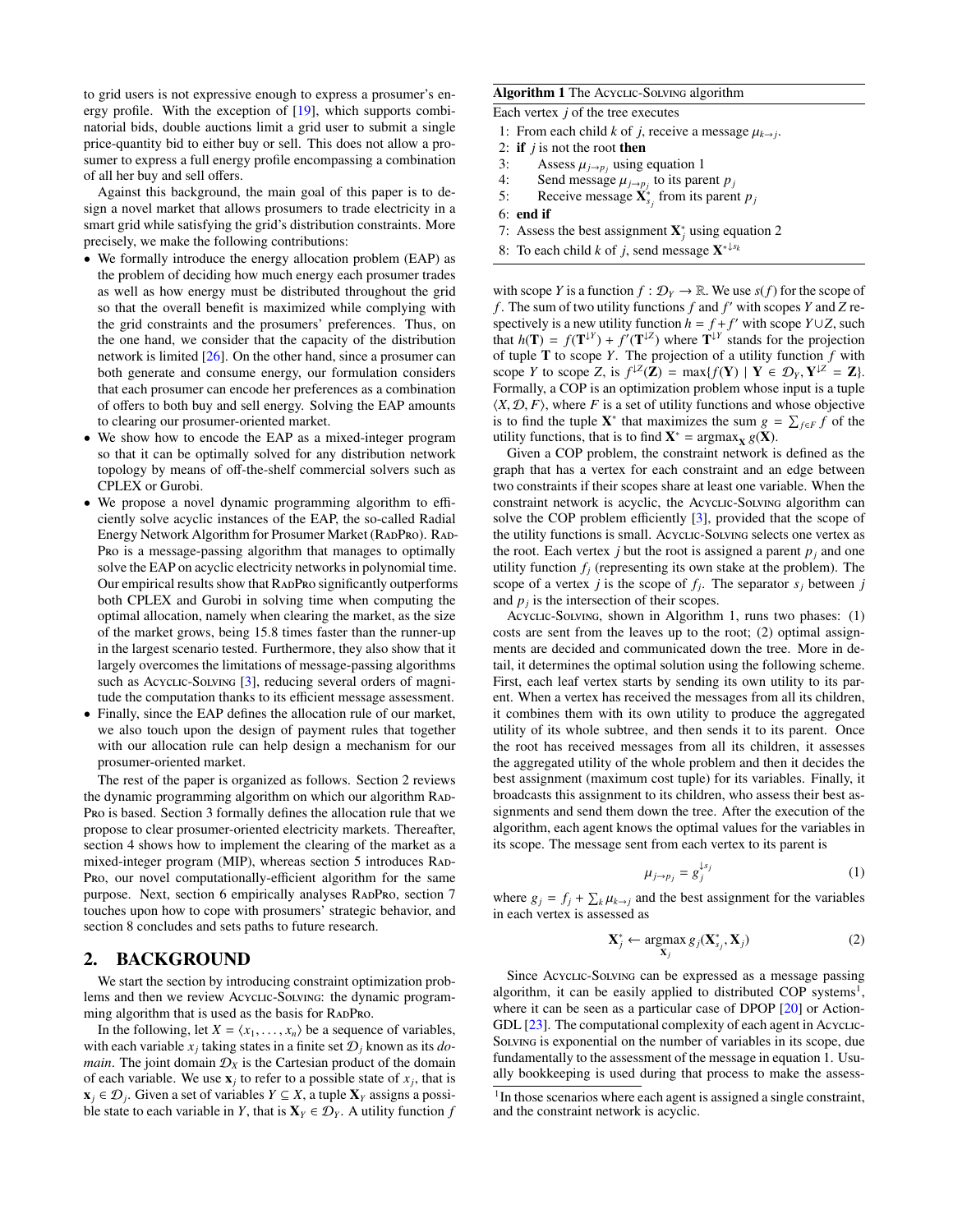to grid users is not expressive enough to express a prosumer's energy profile. With the exception of [19], which supports combinatorial bids, double auctions limit a grid user to submit a single price-quantity bid to either buy or sell. This does not allow a prosumer to express a full energy profile encompassing a combination of all her buy and sell offers.

Against this background, the main goal of this paper is to design a novel market that allows prosumers to trade electricity in a smart grid while satisfying the grid's distribution constraints. More precisely, we make the following contributions:

- We formally introduce the energy allocation problem (EAP) as the problem of deciding how much energy each prosumer trades as well as how energy must be distributed throughout the grid so that the overall benefit is maximized while complying with the grid constraints and the prosumers' preferences. Thus, on the one hand, we consider that the capacity of the distribution network is limited [26]. On the other hand, since a prosumer can both generate and consume energy, our formulation considers that each prosumer can encode her preferences as a combination of offers to both buy and sell energy. Solving the EAP amounts to clearing our prosumer-oriented market.
- We show how to encode the EAP as a mixed-integer program so that it can be optimally solved for any distribution network topology by means of off-the-shelf commercial solvers such as CPLEX or Gurobi.
- We propose a novel dynamic programming algorithm to efficiently solve acyclic instances of the EAP, the so-called Radial Energy Network Algorithm for Prosumer Market (RadPro). RadPro is a message-passing algorithm that manages to optimally solve the EAP on acyclic electricity networks in polynomial time. Our empirical results show that RadPro significantly outperforms both CPLEX and Gurobi in solving time when computing the optimal allocation, namely when clearing the market, as the size of the market grows, being 15.8 times faster than the runner-up in the largest scenario tested. Furthermore, they also show that it largely overcomes the limitations of message-passing algorithms such as Acyclic-Solving [3], reducing several orders of magnitude the computation thanks to its efficient message assessment.
- Finally, since the EAP defines the allocation rule of our market, we also touch upon the design of payment rules that together with our allocation rule can help design a mechanism for our prosumer-oriented market.

The rest of the paper is organized as follows. Section 2 reviews the dynamic programming algorithm on which our algorithm RadPro is based. Section 3 formally defines the allocation rule that we propose to clear prosumer-oriented electricity markets. Thereafter, section 4 shows how to implement the clearing of the market as a mixed-integer program (MIP), whereas section 5 introduces RadPro, our novel computationally-efficient algorithm for the same purpose. Next, section 6 empirically analyses RadPro, section 7 touches upon how to cope with prosumers' strategic behavior, and section 8 concludes and sets paths to future research.

## 2. BACKGROUND

We start the section by introducing constraint optimization problems and then we review Acyclic-Solving: the dynamic programming algorithm that is used as the basis for RadPro.

In the following, let $X = \langle x_1, \ldots, x_n \rangle$ be a sequence of variables, with each variable $x_j$ taking states in a finite set $\mathcal{D}_j$ known as its *domain*. The joint domain $\mathcal{D}_X$ is the Cartesian product of the domain of each variable. We use $\mathbf{x}_j$ to refer to a possible state of $x_j$, that is $\mathbf{x}_j \in \mathcal{D}_j$. Given a set of variables $Y \subseteq X$, a tuple $\mathbf{X}_Y$ assigns a possible state to each variable in $Y$, that is $\mathbf{X}_Y \in \mathcal{D}_Y$. A utility function $f$ with scope $Y$ is a function $f : \mathcal{D}_Y \to \mathbb{R}$. We use $s(f)$ for the scope of $f$. The sum of two utility functions $f$ and $f'$ with scopes $Y$ and $Z$ respectively is a new utility function $h = f + f'$ with scope $Y \cup Z$, such that $h(\mathbf{T}) = f(\mathbf{T}^{\downarrow Y}) + f'(\mathbf{T}^{\downarrow Z})$ where $\mathbf{T}^{\downarrow Y}$ stands for the projection of tuple $\mathbf{T}$ to scope $Y$. The projection of a utility function $f$ with scope $Y$ to scope $Z$, is $f^{\downarrow Z}(\mathbf{Z}) = \max\{f(\mathbf{Y}) \mid \mathbf{Y} \in \mathcal{D}_Y, \mathbf{Y}^{\downarrow Z} = \mathbf{Z}\}$. Formally, a COP is an optimization problem whose input is a tuple $\langle X, \mathcal{D}, F \rangle$, where $F$ is a set of utility functions and whose objective is to find the tuple $\mathbf{X}^*$ that maximizes the sum $g = \sum_{f \in F} f$ of the utility functions, that is to find $\mathbf{X}^* = \operatorname{argmax}_{\mathbf{X}} g(\mathbf{X})$.

Given a COP problem, the constraint network is defined as the graph that has a vertex for each constraint and an edge between two constraints if their scopes share at least one variable. When the constraint network is acyclic, the Acyclic-Solving algorithm can solve the COP problem efficiently [3], provided that the scope of the utility functions is small. Acyclic-Solving selects one vertex as the root. Each vertex $j$ but the root is assigned a parent $p_j$ and one utility function $f_j$ (representing its own stake at the problem). The scope of a vertex $j$ is the scope of $f_j$. The separator $s_j$ between $j$ and $p_j$ is the intersection of their scopes.

Acyclic-Solving, shown in Algorithm 1, runs two phases: (1) costs are sent from the leaves up to the root; (2) optimal assignments are decided and communicated down the tree. More in detail, it determines the optimal solution using the following scheme. First, each leaf vertex starts by sending its own utility to its parent. When a vertex has received the messages from all its children, it combines them with its own utility to produce the aggregated utility of its whole subtree, and then sends it to its parent. Once the root has received messages from all its children, it assesses the aggregated utility of the whole problem and then it decides the best assignment (maximum cost tuple) for its variables. Finally, it broadcasts this assignment to its children, who assess their best assignments and send them down the tree. After the execution of the algorithm, each agent knows the optimal values for the variables in its scope. The message sent from each vertex to its parent is

$$\mu_{j \to p_j} = g_j^{\downarrow s_j} \tag{1}$$

where $g_j = f_j + \sum_k \mu_{k \to j}$ and the best assignment for the variables in each vertex is assessed as

$$\mathbf{X}_j^* \leftarrow \operatorname*{argmax}_{\mathbf{X}_j} g_j(\mathbf{X}_{s_j}^*, \mathbf{X}_j) \tag{2}$$

Since Acyclic-Solving can be expressed as a message passing algorithm, it can be easily applied to distributed COP systems[1], where it can be seen as a particular case of DPOP [20] or Action-GDL [23]. The computational complexity of each agent in Acyclic-Solving is exponential on the number of variables in its scope, due fundamentally to the assessment of the message in equation 1. Usually bookkeeping is used during that process to make the assess-

**Algorithm 1** The Acyclic-Solving algorithm

Each vertex $j$ of the tree executes

1: From each child $k$ of $j$, receive a message $\mu_{k \to j}$.
2: **if** $j$ is not the root **then**
3: Assess $\mu_{j \to p_j}$ using equation 1
4: Send message $\mu_{j \to p_j}$ to its parent $p_j$
5: Receive message $\mathbf{X}_{s_j}^*$ from its parent $p_j$
6: **end if**
7: Assess the best assignment $\mathbf{X}_j^*$ using equation 2
8: To each child $k$ of $j$, send message $\mathbf{X}^{*\downarrow s_k}$

[1] In those scenarios where each agent is assigned a single constraint, and the constraint network is acyclic.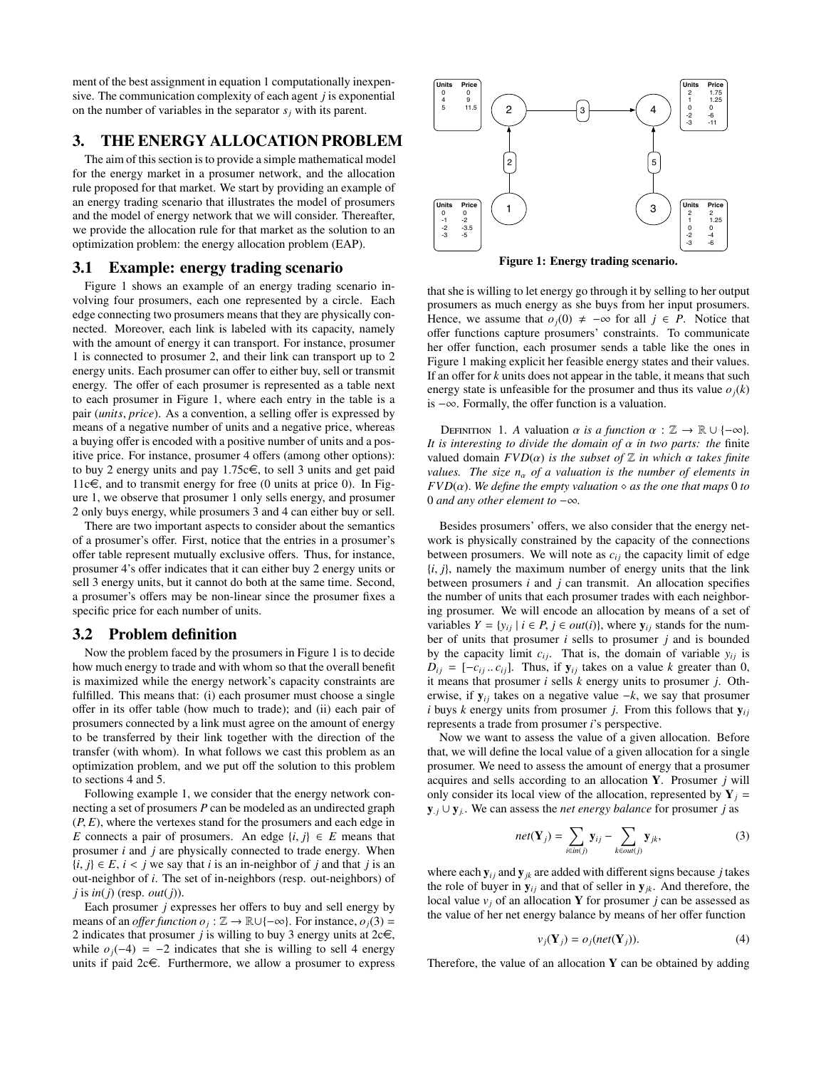ment of the best assignment in equation 1 computationally inexpensive. The communication complexity of each agent $j$ is exponential on the number of variables in the separator $s_j$ with its parent.

## 3. THE ENERGY ALLOCATION PROBLEM

The aim of this section is to provide a simple mathematical model for the energy market in a prosumer network, and the allocation rule proposed for that market. We start by providing an example of an energy trading scenario that illustrates the model of prosumers and the model of energy network that we will consider. Thereafter, we provide the allocation rule for that market as the solution to an optimization problem: the energy allocation problem (EAP).

### 3.1 Example: energy trading scenario

Figure 1 shows an example of an energy trading scenario involving four prosumers, each one represented by a circle. Each edge connecting two prosumers means that they are physically connected. Moreover, each link is labeled with its capacity, namely with the amount of energy it can transport. For instance, prosumer 1 is connected to prosumer 2, and their link can transport up to 2 energy units. Each prosumer can offer to either buy, sell or transmit energy. The offer of each prosumer is represented as a table next to each prosumer in Figure 1, where each entry in the table is a pair (*units*, *price*). As a convention, a selling offer is expressed by means of a negative number of units and a negative price, whereas a buying offer is encoded with a positive number of units and a positive price. For instance, prosumer 4 offers (among other options): to buy 2 energy units and pay 1.75c€, to sell 3 units and get paid 11c€, and to transmit energy for free (0 units at price 0). In Figure 1, we observe that prosumer 1 only sells energy, and prosumer 2 only buys energy, while prosumers 3 and 4 can either buy or sell.

There are two important aspects to consider about the semantics of a prosumer's offer. First, notice that the entries in a prosumer's offer table represent mutually exclusive offers. Thus, for instance, prosumer 4's offer indicates that it can either buy 2 energy units or sell 3 energy units, but it cannot do both at the same time. Second, a prosumer's offers may be non-linear since the prosumer fixes a specific price for each number of units.

### 3.2 Problem definition

Now the problem faced by the prosumers in Figure 1 is to decide how much energy to trade and with whom so that the overall benefit is maximized while the energy network's capacity constraints are fulfilled. This means that: (i) each prosumer must choose a single offer in its offer table (how much to trade); and (ii) each pair of prosumers connected by a link must agree on the amount of energy to be transferred by their link together with the direction of the transfer (with whom). In what follows we cast this problem as an optimization problem, and we put off the solution to this problem to sections 4 and 5.

Following example 1, we consider that the energy network connecting a set of prosumers $P$ can be modeled as an undirected graph $(P, E)$, where the vertexes stand for the prosumers and each edge in $E$ connects a pair of prosumers. An edge $\{i, j\} \in E$ means that prosumer $i$ and $j$ are physically connected to trade energy. When $\{i, j\} \in E$, $i < j$ we say that $i$ is an in-neighbor of $j$ and that $j$ is an out-neighbor of $i$. The set of in-neighbors (resp. out-neighbors) of $j$ is $in(j)$ (resp. $out(j)$).

Each prosumer $j$ expresses her offers to buy and sell energy by means of an *offer function* $o_j : \mathbb{Z} \to \mathbb{R} \cup \{-\infty\}$. For instance, $o_j(3) = 2$ indicates that prosumer $j$ is willing to buy 3 energy units at 2c€, while $o_j(-4) = -2$ indicates that she is willing to sell 4 energy units if paid 2c€. Furthermore, we allow a prosumer to express

| Prosumer 1 Units | Price |
|---|---|
| 0 | 0 |
| -1 | -2 |
| -2 | -3.5 |
| -3 | -5 |

| Prosumer 2 Units | Price |
|---|---|
| 0 | 0 |
| 4 | 9 |
| 5 | 11.5 |

| Prosumer 3 Units | Price |
|---|---|
| 2 | 2 |
| 1 | 1.25 |
| 0 | 0 |
| -2 | -4 |
| -3 | -6 |

| Prosumer 4 Units | Price |
|---|---|
| 2 | 1.75 |
| 1 | 1.25 |
| 0 | 0 |
| -2 | -6 |
| -3 | -11 |

Edges: 1–2 (capacity 2), 2–4 (capacity 3), 3–4 (capacity 5).

**Figure 1: Energy trading scenario.**

that she is willing to let energy go through it by selling to her output prosumers as much energy as she buys from her input prosumers. Hence, we assume that $o_j(0) \neq -\infty$ for all $j \in P$. Notice that offer functions capture prosumers' constraints. To communicate her offer function, each prosumer sends a table like the ones in Figure 1 making explicit her feasible energy states and their values. If an offer for $k$ units does not appear in the table, it means that such energy state is unfeasible for the prosumer and thus its value $o_j(k)$ is $-\infty$. Formally, the offer function is a valuation.

Definition 1. *A valuation $\alpha$ is a function $\alpha : \mathbb{Z} \to \mathbb{R} \cup \{-\infty\}$. It is interesting to divide the domain of $\alpha$ in two parts: the* finite valued domain *$FVD(\alpha)$ is the subset of $\mathbb{Z}$ in which $\alpha$ takes finite values. The size $n_\alpha$ of a valuation is the number of elements in $FVD(\alpha)$. We define the empty valuation $\diamond$ as the one that maps 0 to 0 and any other element to $-\infty$.*

Besides prosumers' offers, we also consider that the energy network is physically constrained by the capacity of the connections between prosumers. We will note as $c_{ij}$ the capacity limit of edge $\{i, j\}$, namely the maximum number of energy units that the link between prosumers $i$ and $j$ can transmit. An allocation specifies the number of units that each prosumer trades with each neighboring prosumer. We will encode an allocation by means of a set of variables $Y = \{y_{ij} \mid i \in P, j \in out(i)\}$, where $\mathbf{y}_{ij}$ stands for the number of units that prosumer $i$ sells to prosumer $j$ and is bounded by the capacity limit $c_{ij}$. That is, the domain of variable $y_{ij}$ is $D_{ij} = [-c_{ij} .. c_{ij}]$. Thus, if $\mathbf{y}_{ij}$ takes on a value $k$ greater than 0, it means that prosumer $i$ sells $k$ energy units to prosumer $j$. Otherwise, if $\mathbf{y}_{ij}$ takes on a negative value $-k$, we say that prosumer $i$ buys $k$ energy units from prosumer $j$. From this follows that $\mathbf{y}_{ij}$ represents a trade from prosumer $i$'s perspective.

Now we want to assess the value of a given allocation. Before that, we will define the local value of a given allocation for a single prosumer. We need to assess the amount of energy that a prosumer acquires and sells according to an allocation $\mathbf{Y}$. Prosumer $j$ will only consider its local view of the allocation, represented by $\mathbf{Y}_j = \mathbf{y}_{\cdot j} \cup \mathbf{y}_{j\cdot}$. We can assess the *net energy balance* for prosumer $j$ as

$$net(\mathbf{Y}_j) = \sum_{i \in in(j)} \mathbf{y}_{ij} - \sum_{k \in out(j)} \mathbf{y}_{jk}, \tag{3}$$

where each $\mathbf{y}_{ij}$ and $\mathbf{y}_{jk}$ are added with different signs because $j$ takes the role of buyer in $\mathbf{y}_{ij}$ and that of seller in $\mathbf{y}_{jk}$. And therefore, the local value $v_j$ of an allocation $\mathbf{Y}$ for prosumer $j$ can be assessed as the value of her net energy balance by means of her offer function

$$v_j(\mathbf{Y}_j) = o_j(net(\mathbf{Y}_j)). \tag{4}$$

Therefore, the value of an allocation $\mathbf{Y}$ can be obtained by adding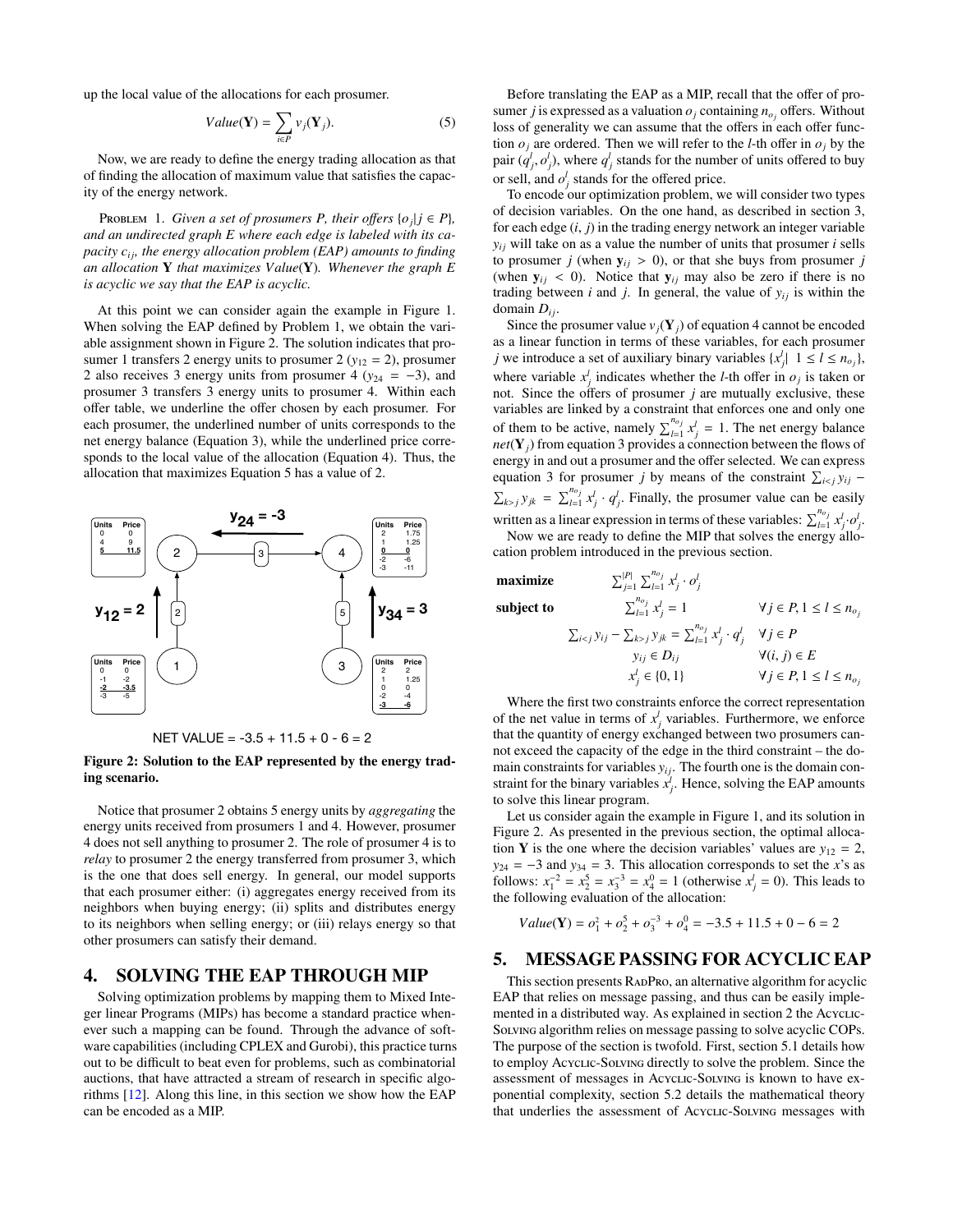up the local value of the allocations for each prosumer.

$$Value(\mathbf{Y}) = \sum_{i \in P} v_j(\mathbf{Y}_j). \quad (5)$$

Now, we are ready to define the energy trading allocation as that of finding the allocation of maximum value that satisfies the capacity of the energy network.

Problem 1. *Given a set of prosumers P, their offers $\{o_j | j \in P\}$, and an undirected graph E where each edge is labeled with its capacity $c_{ij}$, the energy allocation problem (EAP) amounts to finding an allocation* $\mathbf{Y}$ *that maximizes* $Value(\mathbf{Y})$*. Whenever the graph E is acyclic we say that the EAP is acyclic.*

At this point we can consider again the example in Figure 1. When solving the EAP defined by Problem 1, we obtain the variable assignment shown in Figure 2. The solution indicates that prosumer 1 transfers 2 energy units to prosumer 2 ($y_{12} = 2$), prosumer 2 also receives 3 energy units from prosumer 4 ($y_{24} = -3$), and prosumer 3 transfers 3 energy units to prosumer 4. Within each offer table, we underline the offer chosen by each prosumer. For each prosumer, the underlined number of units corresponds to the net energy balance (Equation 3), while the underlined price corresponds to the local value of the allocation (Equation 4). Thus, the allocation that maximizes Equation 5 has a value of 2.

NET VALUE = -3.5 + 11.5 + 0 - 6 = 2

**Figure 2: Solution to the EAP represented by the energy trading scenario.**

Notice that prosumer 2 obtains 5 energy units by *aggregating* the energy units received from prosumers 1 and 4. However, prosumer 4 does not sell anything to prosumer 2. The role of prosumer 4 is to *relay* to prosumer 2 the energy transferred from prosumer 3, which is the one that does sell energy. In general, our model supports that each prosumer either: (i) aggregates energy received from its neighbors when buying energy; (ii) splits and distributes energy to its neighbors when selling energy; or (iii) relays energy so that other prosumers can satisfy their demand.

## 4. SOLVING THE EAP THROUGH MIP

Solving optimization problems by mapping them to Mixed Integer linear Programs (MIPs) has become a standard practice whenever such a mapping can be found. Through the advance of software capabilities (including CPLEX and Gurobi), this practice turns out to be difficult to beat even for problems, such as combinatorial auctions, that have attracted a stream of research in specific algorithms [12]. Along this line, in this section we show how the EAP can be encoded as a MIP.

Before translating the EAP as a MIP, recall that the offer of prosumer $j$ is expressed as a valuation $o_j$ containing $n_{o_j}$ offers. Without loss of generality we can assume that the offers in each offer function $o_j$ are ordered. Then we will refer to the $l$-th offer in $o_j$ by the pair $(q_j^l, o_j^l)$, where $q_j^l$ stands for the number of units offered to buy or sell, and $o_j^l$ stands for the offered price.

To encode our optimization problem, we will consider two types of decision variables. On the one hand, as described in section 3, for each edge $(i, j)$ in the trading energy network an integer variable $y_{ij}$ will take on as a value the number of units that prosumer $i$ sells to prosumer $j$ (when $\mathbf{y}_{ij} > 0$), or that she buys from prosumer $j$ (when $\mathbf{y}_{ij} < 0$). Notice that $\mathbf{y}_{ij}$ may also be zero if there is no trading between $i$ and $j$. In general, the value of $y_{ij}$ is within the domain $D_{ij}$.

Since the prosumer value $v_j(\mathbf{Y}_j)$ of equation 4 cannot be encoded as a linear function in terms of these variables, for each prosumer $j$ we introduce a set of auxiliary binary variables $\{x_j^l | \ 1 \le l \le n_{o_j}\}$, where variable $x_j^l$ indicates whether the $l$-th offer in $o_j$ is taken or not. Since the offers of prosumer $j$ are mutually exclusive, these variables are linked by a constraint that enforces one and only one of them to be active, namely $\sum_{l=1}^{n_{o_j}} x_j^l = 1$. The net energy balance $net(\mathbf{Y}_j)$ from equation 3 provides a connection between the flows of energy in and out a prosumer and the offer selected. We can express equation 3 for prosumer $j$ by means of the constraint $\sum_{i<j} y_{ij} - \sum_{k>j} y_{jk} = \sum_{l=1}^{n_{o_j}} x_j^l \cdot q_j^l$. Finally, the prosumer value can be easily written as a linear expression in terms of these variables: $\sum_{l=1}^{n_{o_j}} x_j^l \cdot o_j^l$.

Now we are ready to define the MIP that solves the energy allocation problem introduced in the previous section.

$$
\begin{array}{lll}
\textbf{maximize} & \sum_{j=1}^{|P|} \sum_{l=1}^{n_{o_j}} x_j^l \cdot o_j^l & \\
\textbf{subject to} & \sum_{l=1}^{n_{o_j}} x_j^l = 1 & \forall j \in P, 1 \le l \le n_{o_j} \\
& \sum_{i<j} y_{ij} - \sum_{k>j} y_{jk} = \sum_{l=1}^{n_{o_j}} x_j^l \cdot q_j^l & \forall j \in P \\
& y_{ij} \in D_{ij} & \forall (i,j) \in E \\
& x_j^l \in \{0, 1\} & \forall j \in P, 1 \le l \le n_{o_j}
\end{array}
$$

Where the first two constraints enforce the correct representation of the net value in terms of $x_j^l$ variables. Furthermore, we enforce that the quantity of energy exchanged between two prosumers cannot exceed the capacity of the edge in the third constraint – the domain constraints for variables $y_{ij}$. The fourth one is the domain constraint for the binary variables $x_j^l$. Hence, solving the EAP amounts to solve this linear program.

Let us consider again the example in Figure 1, and its solution in Figure 2. As presented in the previous section, the optimal allocation $\mathbf{Y}$ is the one where the decision variables' values are $y_{12} = 2$, $y_{24} = -3$ and $y_{34} = 3$. This allocation corresponds to set the $x$'s as follows: $x_1^{-2} = x_2^5 = x_3^{-3} = x_4^0 = 1$ (otherwise $x_j^l = 0$). This leads to the following evaluation of the allocation:

$$Value(\mathbf{Y}) = o_1^2 + o_2^5 + o_3^{-3} + o_4^0 = -3.5 + 11.5 + 0 - 6 = 2$$

## 5. MESSAGE PASSING FOR ACYCLIC EAP

This section presents RadPro, an alternative algorithm for acyclic EAP that relies on message passing, and thus can be easily implemented in a distributed way. As explained in section 2 the Acyclic-Solving algorithm relies on message passing to solve acyclic COPs. The purpose of the section is twofold. First, section 5.1 details how to employ Acyclic-Solving directly to solve the problem. Since the assessment of messages in Acyclic-Solving is known to have exponential complexity, section 5.2 details the mathematical theory that underlies the assessment of Acyclic-Solving messages with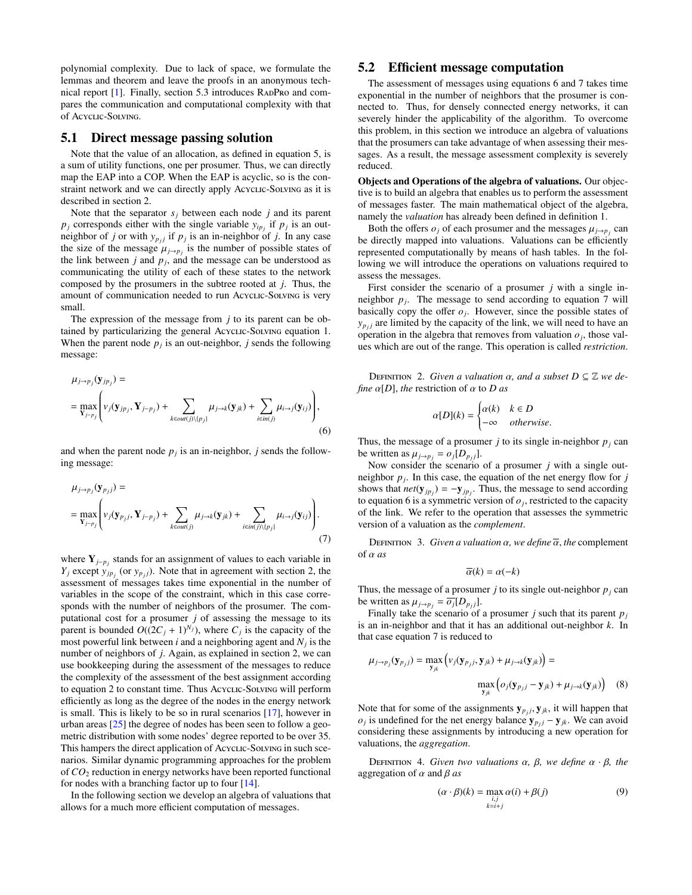polynomial complexity. Due to lack of space, we formulate the lemmas and theorem and leave the proofs in an anonymous technical report [1]. Finally, section 5.3 introduces RadPro and compares the communication and computational complexity with that of Acyclic-Solving.

## 5.1 Direct message passing solution

Note that the value of an allocation, as defined in equation 5, is a sum of utility functions, one per prosumer. Thus, we can directly map the EAP into a COP. When the EAP is acyclic, so is the constraint network and we can directly apply Acyclic-Solving as it is described in section 2.

Note that the separator $s_j$ between each node $j$ and its parent $p_j$ corresponds either with the single variable $y_{ip_j}$ if $p_j$ is an out-neighbor of $j$ or with $y_{p_jj}$ if $p_j$ is an in-neighbor of $j$. In any case the size of the message $\mu_{j\to p_j}$ is the number of possible states of the link between $j$ and $p_j$, and the message can be understood as communicating the utility of each of these states to the network composed by the prosumers in the subtree rooted at $j$. Thus, the amount of communication needed to run Acyclic-Solving is very small.

The expression of the message from $j$ to its parent can be obtained by particularizing the general Acyclic-Solving equation 1. When the parent node $p_j$ is an out-neighbor, $j$ sends the following message:

$$
\mu_{j\to p_j}(\mathbf{y}_{jp_j}) = \\
= \max_{\mathbf{Y}_{j-p_j}} \left( v_j(\mathbf{y}_{jp_j}, \mathbf{Y}_{j-p_j}) + \sum_{k \in out(j)\setminus\{p_j\}} \mu_{j\to k}(\mathbf{y}_{jk}) + \sum_{i \in in(j)} \mu_{i\to j}(\mathbf{y}_{ij}) \right), \tag{6}
$$

and when the parent node $p_j$ is an in-neighbor, $j$ sends the following message:

$$
\mu_{j\to p_j}(\mathbf{y}_{p_jj}) = \\
= \max_{\mathbf{Y}_{j-p_j}} \left( v_j(\mathbf{y}_{p_jj}, \mathbf{Y}_{j-p_j}) + \sum_{k \in out(j)} \mu_{j\to k}(\mathbf{y}_{jk}) + \sum_{i \in in(j)\setminus\{p_j\}} \mu_{i\to j}(\mathbf{y}_{ij}) \right). \tag{7}
$$

where $\mathbf{Y}_{j-p_j}$ stands for an assignment of values to each variable in $Y_j$ except $y_{jp_j}$ (or $y_{p_jj}$). Note that in agreement with section 2, the assessment of messages takes time exponential in the number of variables in the scope of the constraint, which in this case corresponds with the number of neighbors of the prosumer. The computational cost for a prosumer $j$ of assessing the message to its parent is bounded $O((2C_j+1)^{N_j})$, where $C_j$ is the capacity of the most powerful link between $i$ and a neighboring agent and $N_j$ is the number of neighbors of $j$. Again, as explained in section 2, we can use bookkeeping during the assessment of the messages to reduce the complexity of the assessment of the best assignment according to equation 2 to constant time. Thus Acyclic-Solving will perform efficiently as long as the degree of the nodes in the energy network is small. This is likely to be so in rural scenarios [17], however in urban areas [25] the degree of nodes has been seen to follow a geometric distribution with some nodes' degree reported to be over 35. This hampers the direct application of Acyclic-Solving in such scenarios. Similar dynamic programming approaches for the problem of $CO_2$ reduction in energy networks have been reported functional for nodes with a branching factor up to four [14].

In the following section we develop an algebra of valuations that allows for a much more efficient computation of messages.

## 5.2 Efficient message computation

The assessment of messages using equations 6 and 7 takes time exponential in the number of neighbors that the prosumer is connected to. Thus, for densely connected energy networks, it can severely hinder the applicability of the algorithm. To overcome this problem, in this section we introduce an algebra of valuations that the prosumers can take advantage of when assessing their messages. As a result, the message assessment complexity is severely reduced.

**Objects and Operations of the algebra of valuations.** Our objective is to build an algebra that enables us to perform the assessment of messages faster. The main mathematical object of the algebra, namely the *valuation* has already been defined in definition 1.

Both the offers $o_j$ of each prosumer and the messages $\mu_{j\to p_j}$ can be directly mapped into valuations. Valuations can be efficiently represented computationally by means of hash tables. In the following we will introduce the operations on valuations required to assess the messages.

First consider the scenario of a prosumer $j$ with a single in-neighbor $p_j$. The message to send according to equation 7 will basically copy the offer $o_j$. However, since the possible states of $y_{p_jj}$ are limited by the capacity of the link, we will need to have an operation in the algebra that removes from valuation $o_j$, those values which are out of the range. This operation is called *restriction*.

Definition 2. *Given a valuation $\alpha$, and a subset $D \subseteq \mathbb{Z}$ we define $\alpha[D]$, the* restriction *of $\alpha$ to $D$ as*

$$
\alpha[D](k) = \begin{cases} \alpha(k) & k \in D \\ -\infty & \textit{otherwise}. \end{cases}
$$

Thus, the message of a prosumer $j$ to its single in-neighbor $p_j$ can be written as $\mu_{j\to p_j} = o_j[D_{p_jj}]$.

Now consider the scenario of a prosumer $j$ with a single out-neighbor $p_j$. In this case, the equation of the net energy flow for $j$ shows that $net(\mathbf{y}_{jp_j}) = -\mathbf{y}_{jp_j}$. Thus, the message to send according to equation 6 is a symmetric version of $o_j$, restricted to the capacity of the link. We refer to the operation that assesses the symmetric version of a valuation as the *complement*.

Definition 3. *Given a valuation $\alpha$, we define $\overline{\alpha}$, the* complement *of $\alpha$ as*

$$
\overline{\alpha}(k) = \alpha(-k)
$$

Thus, the message of a prosumer $j$ to its single out-neighbor $p_j$ can be written as $\mu_{j\to p_j} = \overline{o_j}[D_{p_jj}]$.

Finally take the scenario of a prosumer $j$ such that its parent $p_j$ is an in-neighbor and that it has an additional out-neighbor $k$. In that case equation 7 is reduced to

$$
\mu_{j\to p_j}(\mathbf{y}_{p_jj}) = \max_{\mathbf{y}_{jk}} \left( v_j(\mathbf{y}_{p_jj}, \mathbf{y}_{jk}) + \mu_{j\to k}(\mathbf{y}_{jk}) \right) = \\
\max_{\mathbf{y}_{jk}} \left( o_j(\mathbf{y}_{p_jj} - \mathbf{y}_{jk}) + \mu_{j\to k}(\mathbf{y}_{jk}) \right) \tag{8}
$$

Note that for some of the assignments $\mathbf{y}_{p_jj}, \mathbf{y}_{jk}$, it will happen that $o_j$ is undefined for the net energy balance $\mathbf{y}_{p_jj} - \mathbf{y}_{jk}$. We can avoid considering these assignments by introducing a new operation for valuations, the *aggregation*.

Definition 4. *Given two valuations $\alpha$, $\beta$, we define $\alpha \cdot \beta$, the* aggregation *of $\alpha$ and $\beta$ as*

$$
(\alpha \cdot \beta)(k) = \max_{\substack{i,j \\ k=i+j}} \alpha(i) + \beta(j) \tag{9}
$$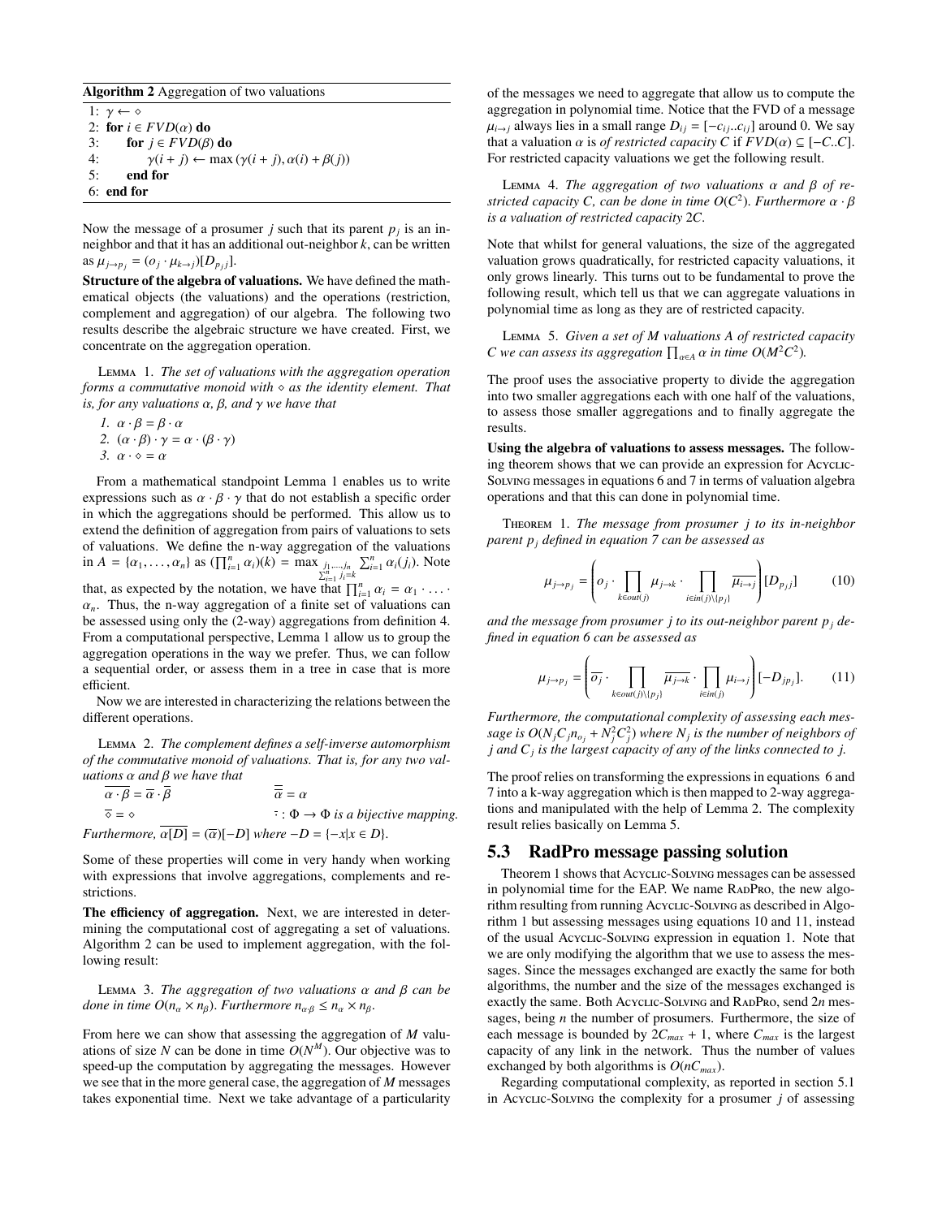**Algorithm 2** Aggregation of two valuations

```
1: γ ← ⋄
2: for i ∈ FVD(α) do
3:     for j ∈ FVD(β) do
4:         γ(i + j) ← max (γ(i + j), α(i) + β(j))
5:     end for
6: end for
```

Now the message of a prosumer $j$ such that its parent $p_j$ is an in-neighbor and that it has an additional out-neighbor $k$, can be written as $\mu_{j \to p_j} = (o_j \cdot \mu_{k \to j})[D_{p_j j}]$.

**Structure of the algebra of valuations.** We have defined the mathematical objects (the valuations) and the operations (restriction, complement and aggregation) of our algebra. The following two results describe the algebraic structure we have created. First, we concentrate on the aggregation operation.

LEMMA 1. *The set of valuations with the aggregation operation forms a commutative monoid with $\diamond$ as the identity element. That is, for any valuations $\alpha$, $\beta$, and $\gamma$ we have that*

1. $\alpha \cdot \beta = \beta \cdot \alpha$
2. $(\alpha \cdot \beta) \cdot \gamma = \alpha \cdot (\beta \cdot \gamma)$
3. $\alpha \cdot \diamond = \alpha$

From a mathematical standpoint Lemma 1 enables us to write expressions such as $\alpha \cdot \beta \cdot \gamma$ that do not establish a specific order in which the aggregations should be performed. This allow us to extend the definition of aggregation from pairs of valuations to sets of valuations. We define the n-way aggregation of the valuations in $A = \{\alpha_1, \ldots, \alpha_n\}$ as $(\prod_{i=1}^n \alpha_i)(k) = \max_{\substack{j_1,\ldots,j_n \\ \sum_{i=1}^n j_i = k}} \sum_{i=1}^n \alpha_i(j_i)$. Note that, as expected by the notation, we have that $\prod_{i=1}^n \alpha_i = \alpha_1 \cdot \ldots \cdot \alpha_n$. Thus, the n-way aggregation of a finite set of valuations can be assessed using only the (2-way) aggregations from definition 4. From a computational perspective, Lemma 1 allow us to group the aggregation operations in the way we prefer. Thus, we can follow a sequential order, or assess them in a tree in case that is more efficient.

Now we are interested in characterizing the relations between the different operations.

LEMMA 2. *The complement defines a self-inverse automorphism of the commutative monoid of valuations. That is, for any two valuations $\alpha$ and $\beta$ we have that*

$\overline{\alpha \cdot \beta} = \overline{\alpha} \cdot \overline{\beta}$ $\qquad$ $\overline{\overline{\alpha}} = \alpha$

$\overline{\diamond} = \diamond$ $\qquad$ $\overline{\cdot} : \Phi \to \Phi$ *is a bijective mapping.*

*Furthermore,* $\overline{\alpha[D]} = (\overline{\alpha})[-D]$ *where* $-D = \{-x | x \in D\}$.

Some of these properties will come in very handy when working with expressions that involve aggregations, complements and restrictions.

**The efficiency of aggregation.** Next, we are interested in determining the computational cost of aggregating a set of valuations. Algorithm 2 can be used to implement aggregation, with the following result:

LEMMA 3. *The aggregation of two valuations $\alpha$ and $\beta$ can be done in time $O(n_\alpha \times n_\beta)$. Furthermore $n_{\alpha \cdot \beta} \leq n_\alpha \times n_\beta$.*

From here we can show that assessing the aggregation of $M$ valuations of size $N$ can be done in time $O(N^M)$. Our objective was to speed-up the computation by aggregating the messages. However we see that in the more general case, the aggregation of $M$ messages takes exponential time. Next we take advantage of a particularity of the messages we need to aggregate that allow us to compute the aggregation in polynomial time. Notice that the FVD of a message $\mu_{i \to j}$ always lies in a small range $D_{ij} = [-c_{ij}..c_{ij}]$ around 0. We say that a valuation $\alpha$ is *of restricted capacity $C$* if $FVD(\alpha) \subseteq [-C..C]$. For restricted capacity valuations we get the following result.

LEMMA 4. *The aggregation of two valuations $\alpha$ and $\beta$ of restricted capacity $C$, can be done in time $O(C^2)$. Furthermore $\alpha \cdot \beta$ is a valuation of restricted capacity $2C$.*

Note that whilst for general valuations, the size of the aggregated valuation grows quadratically, for restricted capacity valuations, it only grows linearly. This turns out to be fundamental to prove the following result, which tell us that we can aggregate valuations in polynomial time as long as they are of restricted capacity.

LEMMA 5. *Given a set of $M$ valuations $A$ of restricted capacity $C$ we can assess its aggregation $\prod_{\alpha \in A} \alpha$ in time $O(M^2C^2)$.*

The proof uses the associative property to divide the aggregation into two smaller aggregations each with one half of the valuations, to assess those smaller aggregations and to finally aggregate the results.

**Using the algebra of valuations to assess messages.** The following theorem shows that we can provide an expression for ACYCLIC-SOLVING messages in equations 6 and 7 in terms of valuation algebra operations and that this can done in polynomial time.

THEOREM 1. *The message from prosumer $j$ to its in-neighbor parent $p_j$ defined in equation 7 can be assessed as*

$$\mu_{j \to p_j} = \left( o_j \cdot \prod_{k \in out(j)} \mu_{j \to k} \cdot \prod_{i \in in(j) \setminus \{p_j\}} \overline{\mu_{i \to j}} \right) [D_{p_j j}] \tag{10}$$

*and the message from prosumer $j$ to its out-neighbor parent $p_j$ defined in equation 6 can be assessed as*

$$\mu_{j \to p_j} = \left( \overline{o_j} \cdot \prod_{k \in out(j) \setminus \{p_j\}} \overline{\mu_{j \to k}} \cdot \prod_{i \in in(j)} \mu_{i \to j} \right) [-D_{j p_j}]. \tag{11}$$

*Furthermore, the computational complexity of assessing each message is $O(N_j C_j n_{o_j} + N_j^2 C_j^2)$ where $N_j$ is the number of neighbors of $j$ and $C_j$ is the largest capacity of any of the links connected to $j$.*

The proof relies on transforming the expressions in equations 6 and 7 into a k-way aggregation which is then mapped to 2-way aggregations and manipulated with the help of Lemma 2. The complexity result relies basically on Lemma 5.

## 5.3 RadPro message passing solution

Theorem 1 shows that ACYCLIC-SOLVING messages can be assessed in polynomial time for the EAP. We name RADPRO, the new algorithm resulting from running ACYCLIC-SOLVING as described in Algorithm 1 but assessing messages using equations 10 and 11, instead of the usual ACYCLIC-SOLVING expression in equation 1. Note that we are only modifying the algorithm that we use to assess the messages. Since the messages exchanged are exactly the same for both algorithms, the number and the size of the messages exchanged is exactly the same. Both ACYCLIC-SOLVING and RADPRO, send $2n$ messages, being $n$ the number of prosumers. Furthermore, the size of each message is bounded by $2C_{max} + 1$, where $C_{max}$ is the largest capacity of any link in the network. Thus the number of values exchanged by both algorithms is $O(nC_{max})$.

Regarding computational complexity, as reported in section 5.1 in ACYCLIC-SOLVING the complexity for a prosumer $j$ of assessing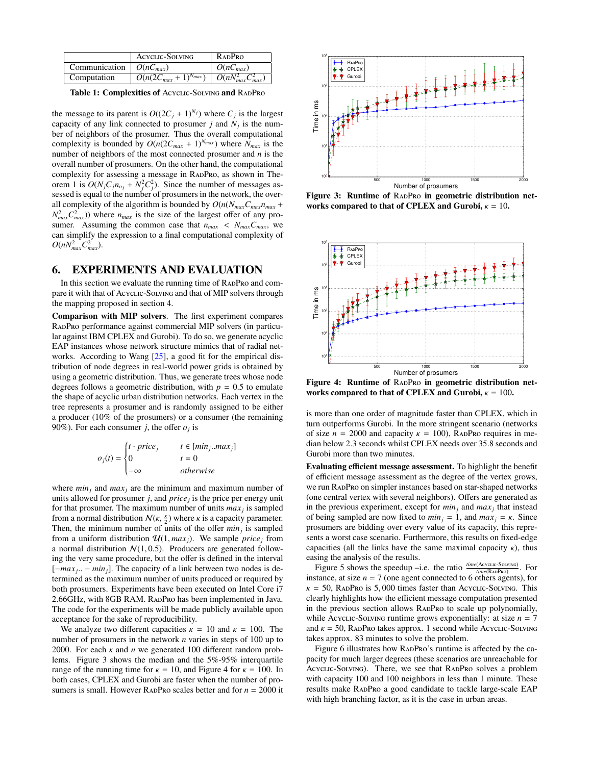|  | ACYCLIC-SOLVING | RADPRO |
|---|---|---|
| Communication | $O(nC_{max})$ | $O(nC_{max})$ |
| Computation | $O(n(2C_{max}+1)^{N_{max}})$ | $O(nN_{max}^2 C_{max}^2)$ |

**Table 1: Complexities of ACYCLIC-SOLVING and RADPRO**

the message to its parent is $O((2C_j+1)^{N_j})$ where $C_j$ is the largest capacity of any link connected to prosumer $j$ and $N_j$ is the number of neighbors of the prosumer. Thus the overall computational complexity is bounded by $O(n(2C_{max}+1)^{N_{max}})$ where $N_{max}$ is the number of neighbors of the most connected prosumer and $n$ is the overall number of prosumers. On the other hand, the computational complexity for assessing a message in RADPRO, as shown in Theorem 1 is $O(N_j C_j n_{o_j} + N_j^2 C_j^2)$. Since the number of messages assessed is equal to the number of prosumers in the network, the overall complexity of the algorithm is bounded by $O(n(N_{max}C_{max}n_{max} + N_{max}^2 C_{max}^2))$ where $n_{max}$ is the size of the largest offer of any prosumer. Assuming the common case that $n_{max} < N_{max}C_{max}$, we can simplify the expression to a final computational complexity of $O(nN_{max}^2 C_{max}^2)$.

## 6. EXPERIMENTS AND EVALUATION

In this section we evaluate the running time of RADPRO and compare it with that of ACYCLIC-SOLVING and that of MIP solvers through the mapping proposed in section 4.

**Comparison with MIP solvers**. The first experiment compares RADPRO performance against commercial MIP solvers (in particular against IBM CPLEX and Gurobi). To do so, we generate acyclic EAP instances whose network structure mimics that of radial networks. According to Wang [25], a good fit for the empirical distribution of node degrees in real-world power grids is obtained by using a geometric distribution. Thus, we generate trees whose node degrees follows a geometric distribution, with $p = 0.5$ to emulate the shape of acyclic urban distribution networks. Each vertex in the tree represents a prosumer and is randomly assigned to be either a producer (10% of the prosumers) or a consumer (the remaining 90%). For each consumer $j$, the offer $o_j$ is

$$o_j(t) = \begin{cases} t \cdot price_j & t \in [min_j..max_j] \\ 0 & t = 0 \\ -\infty & otherwise \end{cases}$$

where $min_j$ and $max_j$ are the minimum and maximum number of units allowed for prosumer $j$, and $price_j$ is the price per energy unit for that prosumer. The maximum number of units $max_j$ is sampled from a normal distribution $\mathcal{N}(\kappa, \frac{\kappa}{2})$ where $\kappa$ is a capacity parameter. Then, the minimum number of units of the offer $min_j$ is sampled from a uniform distribution $\mathcal{U}(1, max_j)$. We sample $price_j$ from a normal distribution $\mathcal{N}(1, 0.5)$. Producers are generated following the very same procedure, but the offer is defined in the interval $[-max_j..-min_j]$. The capacity of a link between two nodes is determined as the maximum number of units produced or required by both prosumers. Experiments have been executed on Intel Core i7 2.66GHz, with 8GB RAM. RADPRO has been implemented in Java. The code for the experiments will be made publicly available upon acceptance for the sake of reproducibility.

We analyze two different capacities $\kappa = 10$ and $\kappa = 100$. The number of prosumers in the network $n$ varies in steps of 100 up to 2000. For each $\kappa$ and $n$ we generated 100 different random problems. Figure 3 shows the median and the 5%-95% interquartile range of the running time for $\kappa = 10$, and Figure 4 for $\kappa = 100$. In both cases, CPLEX and Gurobi are faster when the number of prosumers is small. However RADPRO scales better and for $n = 2000$ it is more than one order of magnitude faster than CPLEX, which in turn outperforms Gurobi. In the more stringent scenario (networks of size $n = 2000$ and capacity $\kappa = 100$), RADPRO requires in median below 2.3 seconds whilst CPLEX needs over 35.8 seconds and Gurobi more than two minutes.

**Figure 3: Runtime of RADPRO in geometric distribution networks compared to that of CPLEX and Gurobi, $\kappa = 10$.**

**Figure 4: Runtime of RADPRO in geometric distribution networks compared to that of CPLEX and Gurobi, $\kappa = 100$.**

**Evaluating efficient message assessment.** To highlight the benefit of efficient message assessment as the degree of the vertex grows, we run RADPRO on simpler instances based on star-shaped networks (one central vertex with several neighbors). Offers are generated as in the previous experiment, except for $min_j$ and $max_j$ that instead of being sampled are now fixed to $min_j = 1$, and $max_j = \kappa$. Since prosumers are bidding over every value of its capacity, this represents a worst case scenario. Furthermore, this results on fixed-edge capacities (all the links have the same maximal capacity $\kappa$), thus easing the analysis of the results.

Figure 5 shows the speedup –i.e. the ratio $\frac{time(\text{ACYCLIC-SOLVING})}{time(\text{RADPRO})}$. For instance, at size $n = 7$ (one agent connected to 6 others agents), for $\kappa = 50$, RADPRO is 5,000 times faster than ACYCLIC-SOLVING. This clearly highlights how the efficient message computation presented in the previous section allows RADPRO to scale up polynomially, while ACYCLIC-SOLVING runtime grows exponentially: at size $n = 7$ and $\kappa = 50$, RADPRO takes approx. 1 second while ACYCLIC-SOLVING takes approx. 83 minutes to solve the problem.

Figure 6 illustrates how RADPRO's runtime is affected by the capacity for much larger degrees (these scenarios are unreachable for ACYCLIC-SOLVING). There, we see that RADPRO solves a problem with capacity 100 and 100 neighbors in less than 1 minute. These results make RADPRO a good candidate to tackle large-scale EAP with high branching factor, as it is the case in urban areas.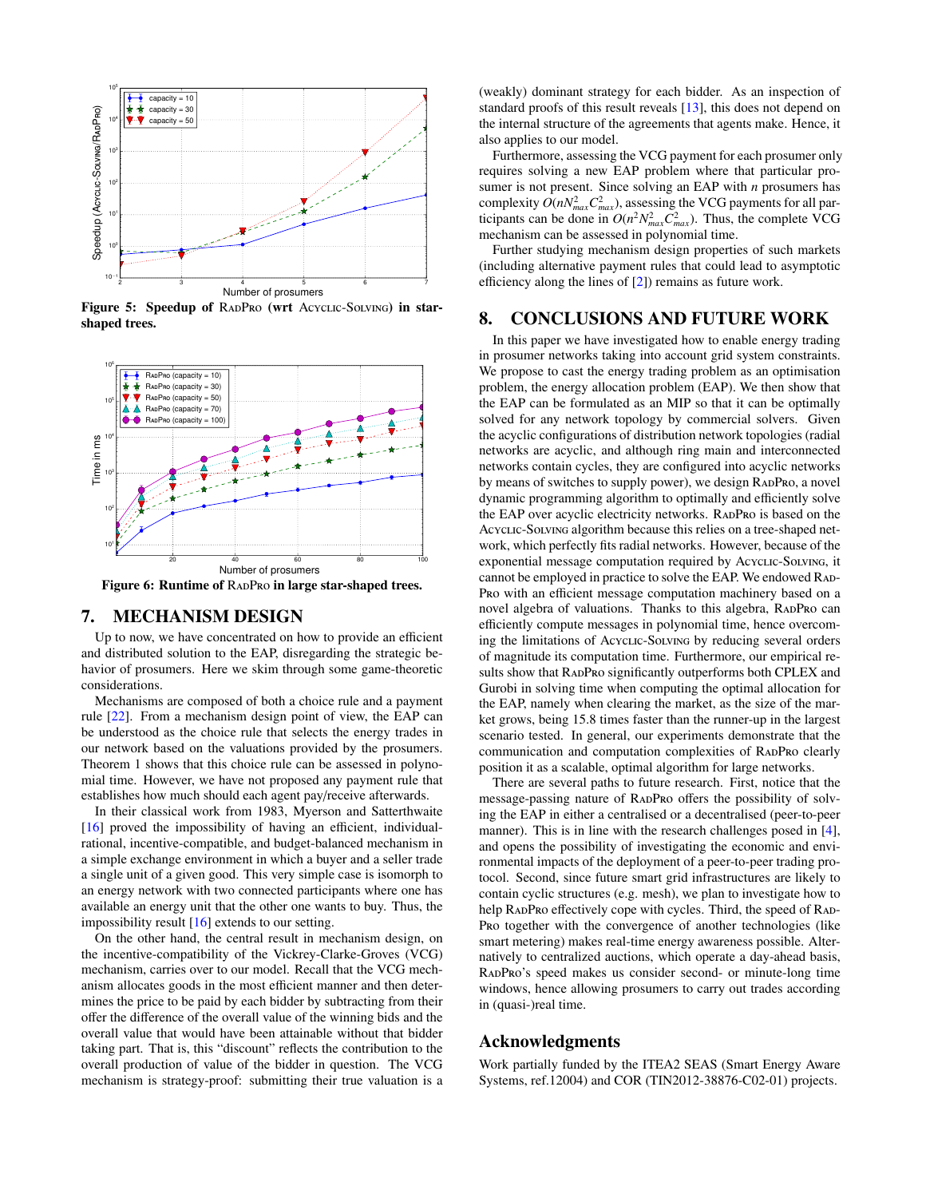**Figure 5: Speedup of RadPro (wrt Acyclic-Solving) in star-shaped trees.**

**Figure 6: Runtime of RadPro in large star-shaped trees.**

## 7. MECHANISM DESIGN

Up to now, we have concentrated on how to provide an efficient and distributed solution to the EAP, disregarding the strategic behavior of prosumers. Here we skim through some game-theoretic considerations.

Mechanisms are composed of both a choice rule and a payment rule [22]. From a mechanism design point of view, the EAP can be understood as the choice rule that selects the energy trades in our network based on the valuations provided by the prosumers. Theorem 1 shows that this choice rule can be assessed in polynomial time. However, we have not proposed any payment rule that establishes how much should each agent pay/receive afterwards.

In their classical work from 1983, Myerson and Satterthwaite [16] proved the impossibility of having an efficient, individual-rational, incentive-compatible, and budget-balanced mechanism in a simple exchange environment in which a buyer and a seller trade a single unit of a given good. This very simple case is isomorph to an energy network with two connected participants where one has available an energy unit that the other one wants to buy. Thus, the impossibility result [16] extends to our setting.

On the other hand, the central result in mechanism design, on the incentive-compatibility of the Vickrey-Clarke-Groves (VCG) mechanism, carries over to our model. Recall that the VCG mechanism allocates goods in the most efficient manner and then determines the price to be paid by each bidder by subtracting from their offer the difference of the overall value of the winning bids and the overall value that would have been attainable without that bidder taking part. That is, this "discount" reflects the contribution to the overall production of value of the bidder in question. The VCG mechanism is strategy-proof: submitting their true valuation is a (weakly) dominant strategy for each bidder. As an inspection of standard proofs of this result reveals [13], this does not depend on the internal structure of the agreements that agents make. Hence, it also applies to our model.

Furthermore, assessing the VCG payment for each prosumer only requires solving a new EAP problem where that particular prosumer is not present. Since solving an EAP with $n$ prosumers has complexity $O(nN_{max}^2C_{max}^2)$, assessing the VCG payments for all participants can be done in $O(n^2N_{max}^2C_{max}^2)$. Thus, the complete VCG mechanism can be assessed in polynomial time.

Further studying mechanism design properties of such markets (including alternative payment rules that could lead to asymptotic efficiency along the lines of [2]) remains as future work.

## 8. CONCLUSIONS AND FUTURE WORK

In this paper we have investigated how to enable energy trading in prosumer networks taking into account grid system constraints. We propose to cast the energy trading problem as an optimisation problem, the energy allocation problem (EAP). We then show that the EAP can be formulated as an MIP so that it can be optimally solved for any network topology by commercial solvers. Given the acyclic configurations of distribution network topologies (radial networks are acyclic, and although ring main and interconnected networks contain cycles, they are configured into acyclic networks by means of switches to supply power), we design RadPro, a novel dynamic programming algorithm to optimally and efficiently solve the EAP over acyclic electricity networks. RadPro is based on the Acyclic-Solving algorithm because this relies on a tree-shaped network, which perfectly fits radial networks. However, because of the exponential message computation required by Acyclic-Solving, it cannot be employed in practice to solve the EAP. We endowed RadPro with an efficient message computation machinery based on a novel algebra of valuations. Thanks to this algebra, RadPro can efficiently compute messages in polynomial time, hence overcoming the limitations of Acyclic-Solving by reducing several orders of magnitude its computation time. Furthermore, our empirical results show that RadPro significantly outperforms both CPLEX and Gurobi in solving time when computing the optimal allocation for the EAP, namely when clearing the market, as the size of the market grows, being 15.8 times faster than the runner-up in the largest scenario tested. In general, our experiments demonstrate that the communication and computation complexities of RadPro clearly position it as a scalable, optimal algorithm for large networks.

There are several paths to future research. First, notice that the message-passing nature of RadPro offers the possibility of solving the EAP in either a centralised or a decentralised (peer-to-peer manner). This is in line with the research challenges posed in [4], and opens the possibility of investigating the economic and environmental impacts of the deployment of a peer-to-peer trading protocol. Second, since future smart grid infrastructures are likely to contain cyclic structures (e.g. mesh), we plan to investigate how to help RadPro effectively cope with cycles. Third, the speed of RadPro together with the convergence of another technologies (like smart metering) makes real-time energy awareness possible. Alternatively to centralized auctions, which operate a day-ahead basis, RadPro's speed makes us consider second- or minute-long time windows, hence allowing prosumers to carry out trades according in (quasi-)real time.

## Acknowledgments

Work partially funded by the ITEA2 SEAS (Smart Energy Aware Systems, ref.12004) and COR (TIN2012-38876-C02-01) projects.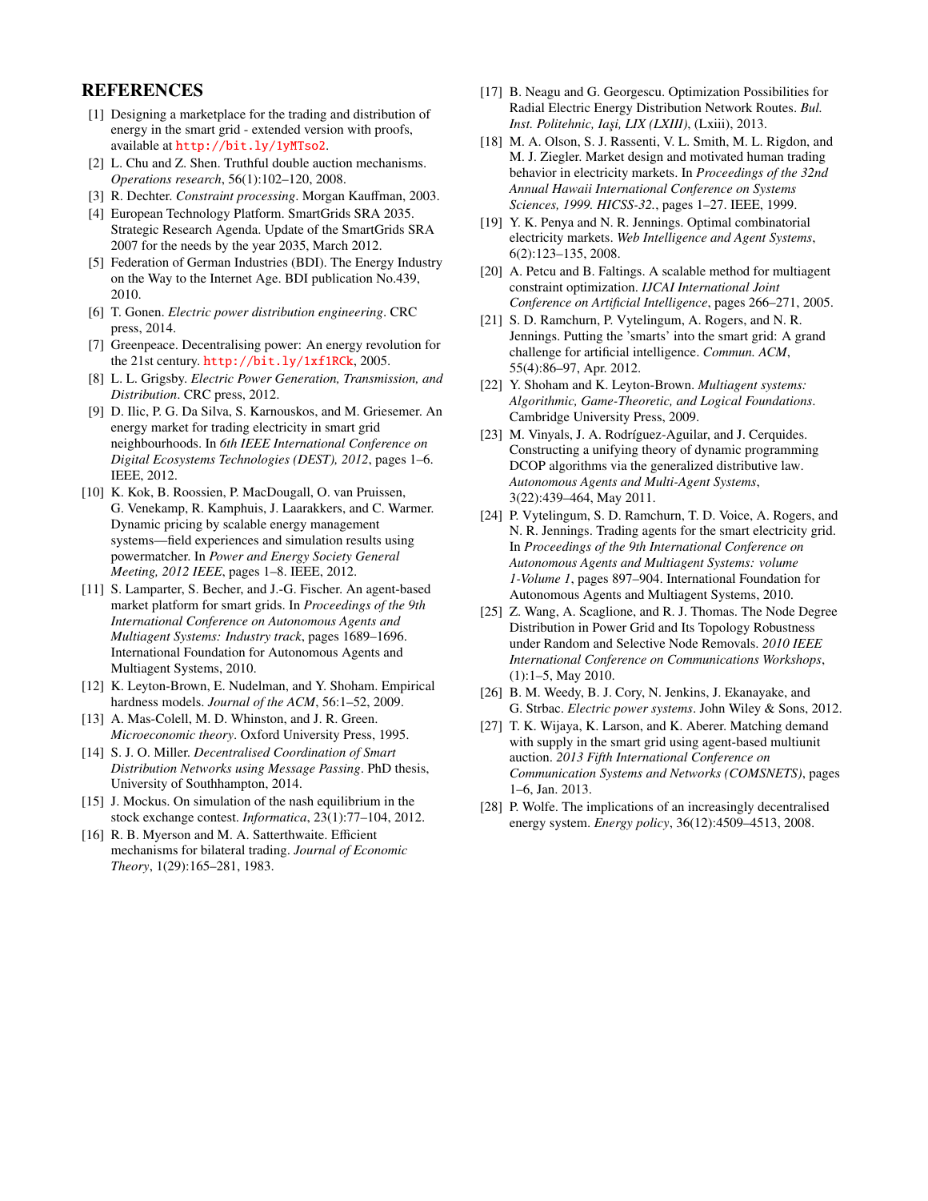## REFERENCES

[1] Designing a marketplace for the trading and distribution of energy in the smart grid - extended version with proofs, available at http://bit.ly/1yMTso2.

[2] L. Chu and Z. Shen. Truthful double auction mechanisms. *Operations research*, 56(1):102–120, 2008.

[3] R. Dechter. *Constraint processing*. Morgan Kauffman, 2003.

[4] European Technology Platform. SmartGrids SRA 2035. Strategic Research Agenda. Update of the SmartGrids SRA 2007 for the needs by the year 2035, March 2012.

[5] Federation of German Industries (BDI). The Energy Industry on the Way to the Internet Age. BDI publication No.439, 2010.

[6] T. Gonen. *Electric power distribution engineering*. CRC press, 2014.

[7] Greenpeace. Decentralising power: An energy revolution for the 21st century. http://bit.ly/1xf1RCk, 2005.

[8] L. L. Grigsby. *Electric Power Generation, Transmission, and Distribution*. CRC press, 2012.

[9] D. Ilic, P. G. Da Silva, S. Karnouskos, and M. Griesemer. An energy market for trading electricity in smart grid neighbourhoods. In *6th IEEE International Conference on Digital Ecosystems Technologies (DEST), 2012*, pages 1–6. IEEE, 2012.

[10] K. Kok, B. Roossien, P. MacDougall, O. van Pruissen, G. Venekamp, R. Kamphuis, J. Laarakkers, and C. Warmer. Dynamic pricing by scalable energy management systems—field experiences and simulation results using powermatcher. In *Power and Energy Society General Meeting, 2012 IEEE*, pages 1–8. IEEE, 2012.

[11] S. Lamparter, S. Becher, and J.-G. Fischer. An agent-based market platform for smart grids. In *Proceedings of the 9th International Conference on Autonomous Agents and Multiagent Systems: Industry track*, pages 1689–1696. International Foundation for Autonomous Agents and Multiagent Systems, 2010.

[12] K. Leyton-Brown, E. Nudelman, and Y. Shoham. Empirical hardness models. *Journal of the ACM*, 56:1–52, 2009.

[13] A. Mas-Colell, M. D. Whinston, and J. R. Green. *Microeconomic theory*. Oxford University Press, 1995.

[14] S. J. O. Miller. *Decentralised Coordination of Smart Distribution Networks using Message Passing*. PhD thesis, University of Southhampton, 2014.

[15] J. Mockus. On simulation of the nash equilibrium in the stock exchange contest. *Informatica*, 23(1):77–104, 2012.

[16] R. B. Myerson and M. A. Satterthwaite. Efficient mechanisms for bilateral trading. *Journal of Economic Theory*, 1(29):165–281, 1983.

[17] B. Neagu and G. Georgescu. Optimization Possibilities for Radial Electric Energy Distribution Network Routes. *Bul. Inst. Politehnic, Iaşi, LIX (LXIII)*, (Lxiii), 2013.

[18] M. A. Olson, S. J. Rassenti, V. L. Smith, M. L. Rigdon, and M. J. Ziegler. Market design and motivated human trading behavior in electricity markets. In *Proceedings of the 32nd Annual Hawaii International Conference on Systems Sciences, 1999. HICSS-32.*, pages 1–27. IEEE, 1999.

[19] Y. K. Penya and N. R. Jennings. Optimal combinatorial electricity markets. *Web Intelligence and Agent Systems*, 6(2):123–135, 2008.

[20] A. Petcu and B. Faltings. A scalable method for multiagent constraint optimization. *IJCAI International Joint Conference on Artificial Intelligence*, pages 266–271, 2005.

[21] S. D. Ramchurn, P. Vytelingum, A. Rogers, and N. R. Jennings. Putting the 'smarts' into the smart grid: A grand challenge for artificial intelligence. *Commun. ACM*, 55(4):86–97, Apr. 2012.

[22] Y. Shoham and K. Leyton-Brown. *Multiagent systems: Algorithmic, Game-Theoretic, and Logical Foundations*. Cambridge University Press, 2009.

[23] M. Vinyals, J. A. Rodríguez-Aguilar, and J. Cerquides. Constructing a unifying theory of dynamic programming DCOP algorithms via the generalized distributive law. *Autonomous Agents and Multi-Agent Systems*, 3(22):439–464, May 2011.

[24] P. Vytelingum, S. D. Ramchurn, T. D. Voice, A. Rogers, and N. R. Jennings. Trading agents for the smart electricity grid. In *Proceedings of the 9th International Conference on Autonomous Agents and Multiagent Systems: volume 1-Volume 1*, pages 897–904. International Foundation for Autonomous Agents and Multiagent Systems, 2010.

[25] Z. Wang, A. Scaglione, and R. J. Thomas. The Node Degree Distribution in Power Grid and Its Topology Robustness under Random and Selective Node Removals. *2010 IEEE International Conference on Communications Workshops*, (1):1–5, May 2010.

[26] B. M. Weedy, B. J. Cory, N. Jenkins, J. Ekanayake, and G. Strbac. *Electric power systems*. John Wiley & Sons, 2012.

[27] T. K. Wijaya, K. Larson, and K. Aberer. Matching demand with supply in the smart grid using agent-based multiunit auction. *2013 Fifth International Conference on Communication Systems and Networks (COMSNETS)*, pages 1–6, Jan. 2013.

[28] P. Wolfe. The implications of an increasingly decentralised energy system. *Energy policy*, 36(12):4509–4513, 2008.